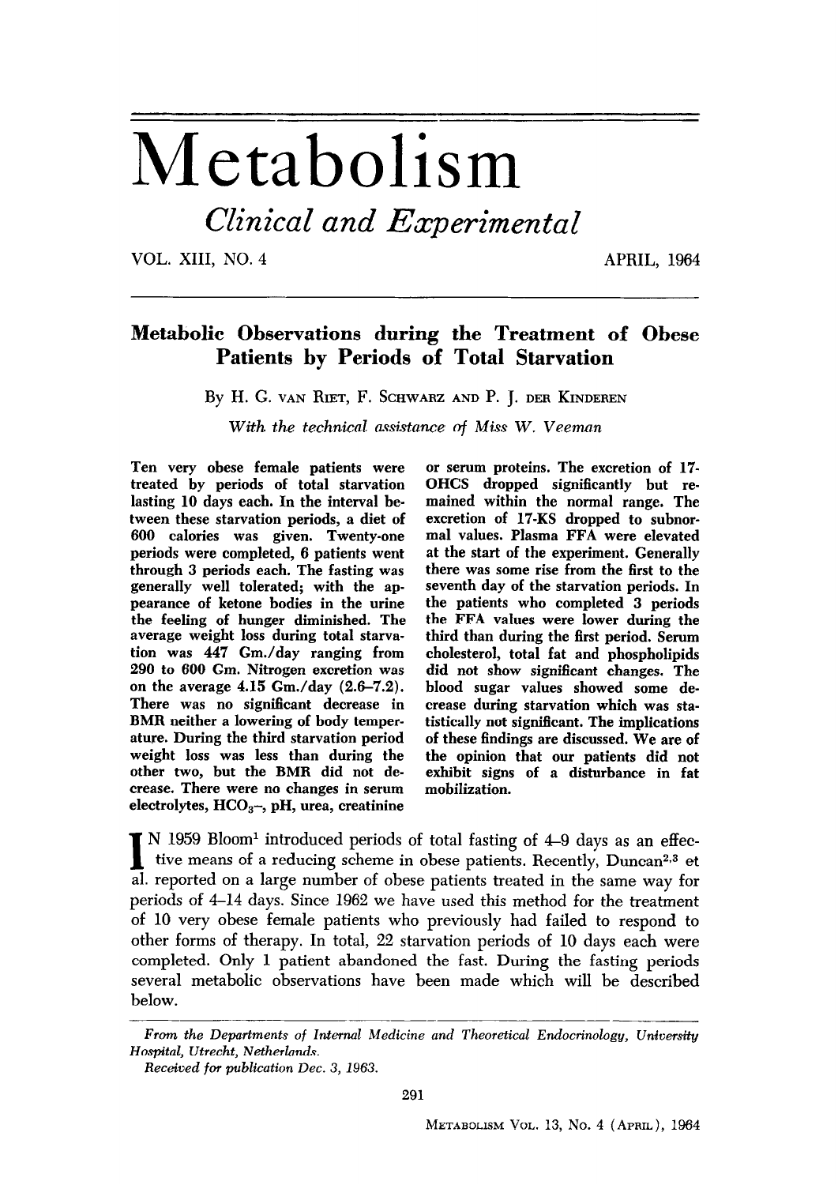# Metabolism

*Clinical and Experimental*

VOL. XIII, NO. 4 APRIL, 1964

## Metabolic Observations during the Treatment of Obese Patients by Periods of Total Starvation

By H. G. van Riet, F. Schwarz and P. J. der Kinderen

*With the technical assistance of Miss W. Veeman*

Ten very obese female patients were treated by periods of total starvation lasting 10 days each. In the interval between these starvation periods, a diet of 600 calories was given. Twenty-one periods were completed, 6 patients went through 3 periods each. The fasting was generally well tolerated; with the appearance of ketone bodies in the urine the feeling of hunger diminished. The average weight loss during total starvation was 447 Gm./day ranging from 290 to 600 Gm. Nitrogen excretion was on the average 4.15 Gm./day (2.6–7.2). There was no significant decrease in BMR neither a lowering of body temperature. During the third starvation period weight loss was less than during the other two, but the BMR did not decrease. There were no changes in serum electrolytes, $HCO_3^-$, pH, urea, creatinine or serum proteins. The excretion of 17-OHCS dropped significantly but remained within the normal range. The excretion of 17-KS dropped to subnormal values. Plasma FFA were elevated at the start of the experiment. Generally there was some rise from the first to the seventh day of the starvation periods. In the patients who completed 3 periods the FFA values were lower during the third than during the first period. Serum cholesterol, total fat and phospholipids did not show significant changes. The blood sugar values showed some decrease during starvation which was statistically not significant. The implications of these findings are discussed. We are of the opinion that our patients did not exhibit signs of a disturbance in fat mobilization.

In 1959 Bloom[1] introduced periods of total fasting of 4–9 days as an effective means of a reducing scheme in obese patients. Recently, Duncan[2,3] et al. reported on a large number of obese patients treated in the same way for periods of 4–14 days. Since 1962 we have used this method for the treatment of 10 very obese female patients who previously had failed to respond to other forms of therapy. In total, 22 starvation periods of 10 days each were completed. Only 1 patient abandoned the fast. During the fasting periods several metabolic observations have been made which will be described below.

*From the Departments of Internal Medicine and Theoretical Endocrinology, University Hospital, Utrecht, Netherlands.*

*Received for publication Dec. 3, 1963.*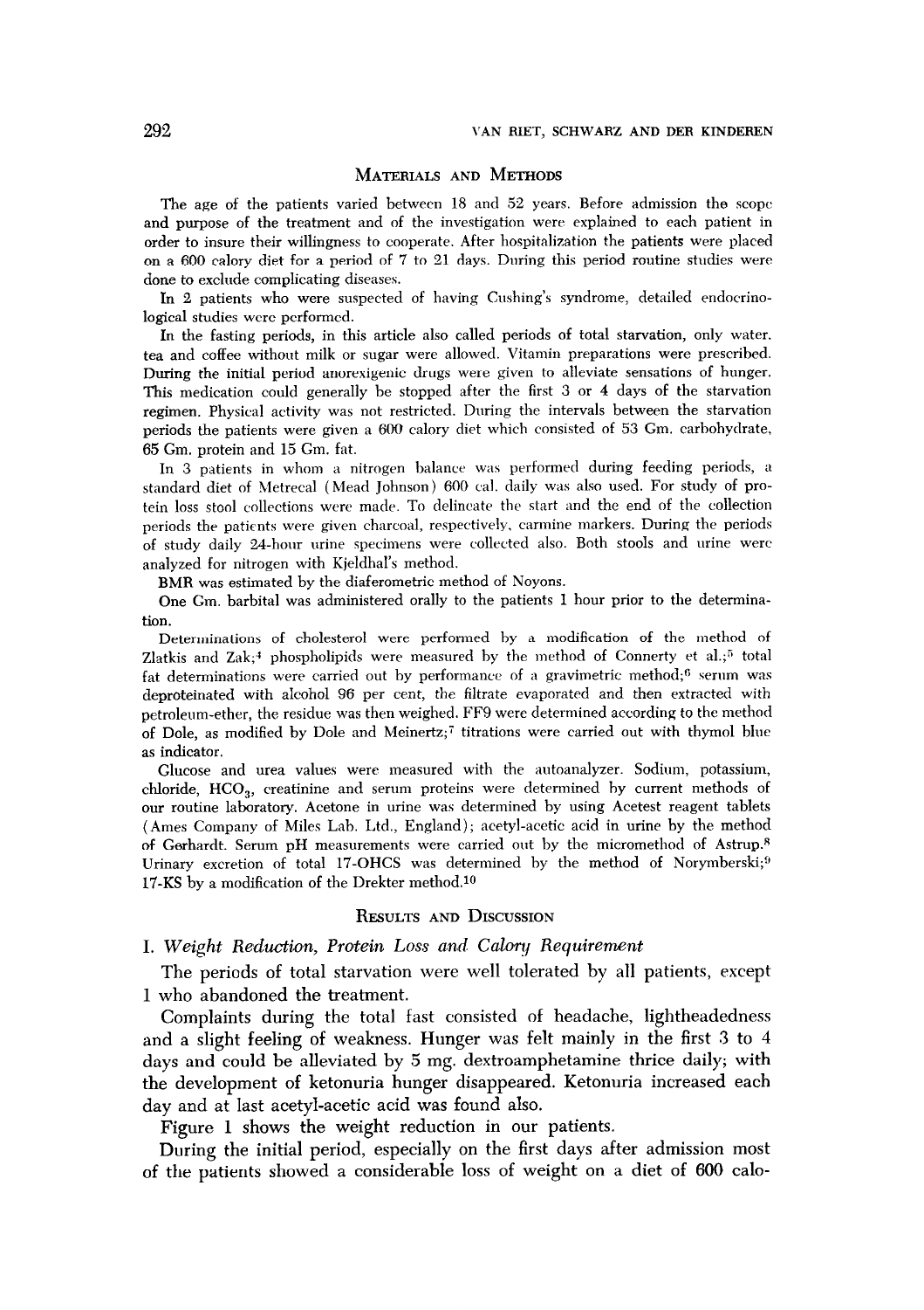## Materials and Methods

The age of the patients varied between 18 and 52 years. Before admission the scope and purpose of the treatment and of the investigation were explained to each patient in order to insure their willingness to cooperate. After hospitalization the patients were placed on a 600 calory diet for a period of 7 to 21 days. During this period routine studies were done to exclude complicating diseases.

In 2 patients who were suspected of having Cushing's syndrome, detailed endocrinological studies were performed.

In the fasting periods, in this article also called periods of total starvation, only water, tea and coffee without milk or sugar were allowed. Vitamin preparations were prescribed. During the initial period anorexigenic drugs were given to alleviate sensations of hunger. This medication could generally be stopped after the first 3 or 4 days of the starvation regimen. Physical activity was not restricted. During the intervals between the starvation periods the patients were given a 600 calory diet which consisted of 53 Gm. carbohydrate, 65 Gm. protein and 15 Gm. fat.

In 3 patients in whom a nitrogen balance was performed during feeding periods, a standard diet of Metrecal (Mead Johnson) 600 cal. daily was also used. For study of protein loss stool collections were made. To delineate the start and the end of the collection periods the patients were given charcoal, respectively, carmine markers. During the periods of study daily 24-hour urine specimens were collected also. Both stools and urine were analyzed for nitrogen with Kjeldhal's method.

BMR was estimated by the diaferometric method of Noyons.

One Gm. barbital was administered orally to the patients 1 hour prior to the determination.

Determinations of cholesterol were performed by a modification of the method of Zlatkis and Zak;[4] phospholipids were measured by the method of Connerty et al.;[5] total fat determinations were carried out by performance of a gravimetric method;[6] serum was deproteinated with alcohol 96 per cent, the filtrate evaporated and then extracted with petroleum-ether, the residue was then weighed. FF9 were determined according to the method of Dole, as modified by Dole and Meinertz;[7] titrations were carried out with thymol blue as indicator.

Glucose and urea values were measured with the autoanalyzer. Sodium, potassium, chloride, $HCO_3$, creatinine and serum proteins were determined by current methods of our routine laboratory. Acetone in urine was determined by using Acetest reagent tablets (Ames Company of Miles Lab. Ltd., England); acetyl-acetic acid in urine by the method of Gerhardt. Serum pH measurements were carried out by the micromethod of Astrup.[8] Urinary excretion of total 17-OHCS was determined by the method of Norymberski;[9] 17-KS by a modification of the Drekter method.[10]

## Results and Discussion

### I. *Weight Reduction, Protein Loss and Calory Requirement*

The periods of total starvation were well tolerated by all patients, except 1 who abandoned the treatment.

Complaints during the total fast consisted of headache, lightheadedness and a slight feeling of weakness. Hunger was felt mainly in the first 3 to 4 days and could be alleviated by 5 mg. dextroamphetamine thrice daily; with the development of ketonuria hunger disappeared. Ketonuria increased each day and at last acetyl-acetic acid was found also.

Figure 1 shows the weight reduction in our patients.

During the initial period, especially on the first days after admission most of the patients showed a considerable loss of weight on a diet of 600 calo-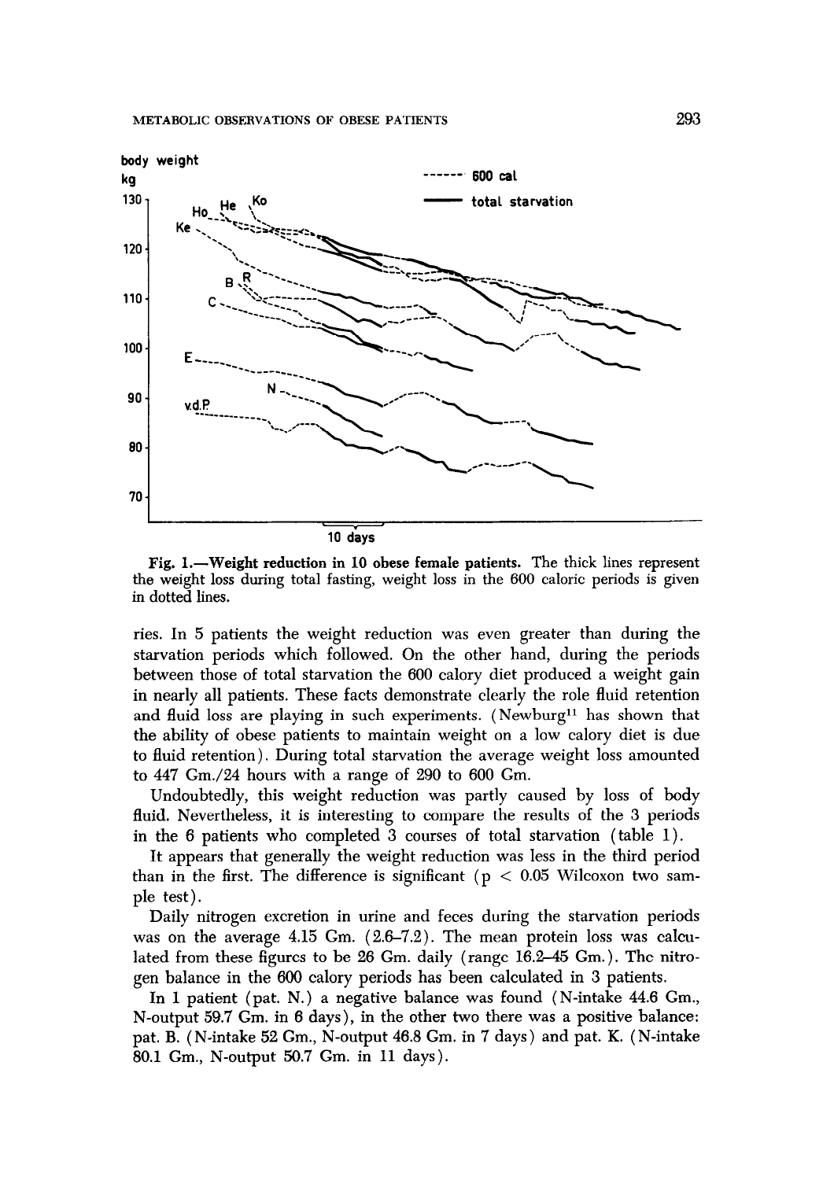Fig. 1.—**Weight reduction in 10 obese female patients.** The thick lines represent the weight loss during total fasting, weight loss in the 600 caloric periods is given in dotted lines.

ries. In 5 patients the weight reduction was even greater than during the starvation periods which followed. On the other hand, during the periods between those of total starvation the 600 calory diet produced a weight gain in nearly all patients. These facts demonstrate clearly the role fluid retention and fluid loss are playing in such experiments. (Newburg[11] has shown that the ability of obese patients to maintain weight on a low calory diet is due to fluid retention). During total starvation the average weight loss amounted to 447 Gm./24 hours with a range of 290 to 600 Gm.

Undoubtedly, this weight reduction was partly caused by loss of body fluid. Nevertheless, it is interesting to compare the results of the 3 periods in the 6 patients who completed 3 courses of total starvation (table 1).

It appears that generally the weight reduction was less in the third period than in the first. The difference is significant ($p < 0.05$ Wilcoxon two sample test).

Daily nitrogen excretion in urine and feces during the starvation periods was on the average 4.15 Gm. (2.6–7.2). The mean protein loss was calculated from these figures to be 26 Gm. daily (range 16.2–45 Gm.). The nitrogen balance in the 600 calory periods has been calculated in 3 patients.

In 1 patient (pat. N.) a negative balance was found (N-intake 44.6 Gm., N-output 59.7 Gm. in 6 days), in the other two there was a positive balance: pat. B. (N-intake 52 Gm., N-output 46.8 Gm. in 7 days) and pat. K. (N-intake 80.1 Gm., N-output 50.7 Gm. in 11 days).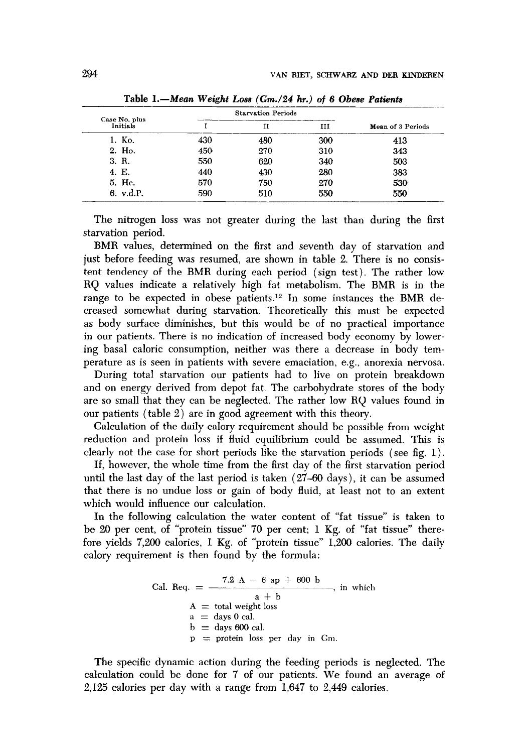Table 1.—*Mean Weight Loss (Gm./24 hr.) of 6 Obese Patients*

| Case No. plus Initials | Starvation Periods | | | Mean of 3 Periods |
|---|---|---|---|---|
| | I | II | III | |
| 1. Ko. | 430 | 480 | 300 | 413 |
| 2. Ho. | 450 | 270 | 310 | 343 |
| 3. R. | 550 | 620 | 340 | 503 |
| 4. E. | 440 | 430 | 280 | 383 |
| 5. He. | 570 | 750 | 270 | 530 |
| 6. v.d.P. | 590 | 510 | 550 | 550 |

The nitrogen loss was not greater during the last than during the first starvation period.

BMR values, determined on the first and seventh day of starvation and just before feeding was resumed, are shown in table 2. There is no consistent tendency of the BMR during each period (sign test). The rather low RQ values indicate a relatively high fat metabolism. The BMR is in the range to be expected in obese patients.[12] In some instances the BMR decreased somewhat during starvation. Theoretically this must be expected as body surface diminishes, but this would be of no practical importance in our patients. There is no indication of increased body economy by lowering basal caloric consumption, neither was there a decrease in body temperature as is seen in patients with severe emaciation, e.g., anorexia nervosa.

During total starvation our patients had to live on protein breakdown and on energy derived from depot fat. The carbohydrate stores of the body are so small that they can be neglected. The rather low RQ values found in our patients (table 2) are in good agreement with this theory.

Calculation of the daily calory requirement should be possible from weight reduction and protein loss if fluid equilibrium could be assumed. This is clearly not the case for short periods like the starvation periods (see fig. 1).

If, however, the whole time from the first day of the first starvation period until the last day of the last period is taken (27–60 days), it can be assumed that there is no undue loss or gain of body fluid, at least not to an extent which would influence our calculation.

In the following calculation the water content of "fat tissue" is taken to be 20 per cent, of "protein tissue" 70 per cent; 1 Kg. of "fat tissue" therefore yields 7,200 calories, 1 Kg. of "protein tissue" 1,200 calories. The daily calory requirement is then found by the formula:

$$\text{Cal. Req.} = \frac{7.2\ A - 6\ ap + 600\ b}{a + b}, \text{ in which}$$

$A$ = total weight loss
$a$ = days 0 cal.
$b$ = days 600 cal.
$p$ = protein loss per day in Gm.

The specific dynamic action during the feeding periods is neglected. The calculation could be done for 7 of our patients. We found an average of 2,125 calories per day with a range from 1,647 to 2,449 calories.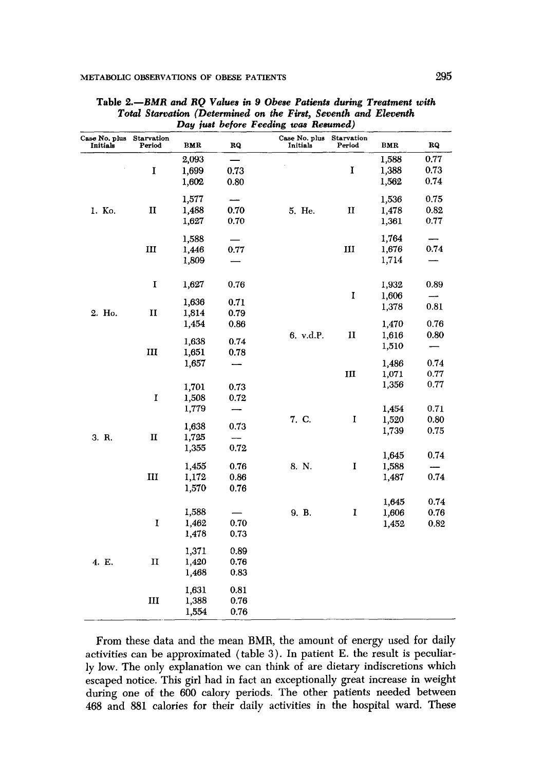**Table 2.—*BMR and RQ Values in 9 Obese Patients during Treatment with Total Starvation (Determined on the First, Seventh and Eleventh Day just before Feeding was Resumed)***

| Case No. plus Initials | Starvation Period | BMR | RQ |
|---|---|---|---|
| 1. Ko. | I | 2,093 | — |
| | | 1,699 | 0.73 |
| | | 1,602 | 0.80 |
| | II | 1,577 | — |
| | | 1,488 | 0.70 |
| | | 1,627 | 0.70 |
| | III | 1,588 | — |
| | | 1,446 | 0.77 |
| | | 1,809 | — |
| 2. Ho. | I | 1,627 | 0.76 |
| | II | 1,636 | 0.71 |
| | | 1,814 | 0.79 |
| | | 1,454 | 0.86 |
| | III | 1,638 | 0.74 |
| | | 1,651 | 0.78 |
| | | 1,657 | — |
| 3. R. | I | 1,701 | 0.73 |
| | | 1,508 | 0.72 |
| | | 1,779 | — |
| | II | 1,638 | 0.73 |
| | | 1,725 | — |
| | | 1,355 | 0.72 |
| | III | 1,455 | 0.76 |
| | | 1,172 | 0.86 |
| | | 1,570 | 0.76 |
| 4. E. | I | 1,588 | — |
| | | 1,462 | 0.70 |
| | | 1,478 | 0.73 |
| | II | 1,371 | 0.89 |
| | | 1,420 | 0.76 |
| | | 1,468 | 0.83 |
| | III | 1,631 | 0.81 |
| | | 1,388 | 0.76 |
| | | 1,554 | 0.76 |
| 5. He. | I | 1,588 | 0.77 |
| | | 1,388 | 0.73 |
| | | 1,562 | 0.74 |
| | II | 1,536 | 0.75 |
| | | 1,478 | 0.82 |
| | | 1,361 | 0.77 |
| | III | 1,764 | — |
| | | 1,676 | 0.74 |
| | | 1,714 | — |
| 6. v.d.P. | I | 1,932 | 0.89 |
| | | 1,606 | — |
| | | 1,378 | 0.81 |
| | II | 1,470 | 0.76 |
| | | 1,616 | 0.80 |
| | | 1,510 | — |
| | III | 1,486 | 0.74 |
| | | 1,071 | 0.77 |
| | | 1,356 | 0.77 |
| 7. C. | I | 1,454 | 0.71 |
| | | 1,520 | 0.80 |
| | | 1,739 | 0.75 |
| 8. N. | I | 1,645 | 0.74 |
| | | 1,588 | — |
| | | 1,487 | 0.74 |
| 9. B. | I | 1,645 | 0.74 |
| | | 1,606 | 0.76 |
| | | 1,452 | 0.82 |

From these data and the mean BMR, the amount of energy used for daily activities can be approximated (table 3). In patient E. the result is peculiarly low. The only explanation we can think of are dietary indiscretions which escaped notice. This girl had in fact an exceptionally great increase in weight during one of the 600 calory periods. The other patients needed between 468 and 881 calories for their daily activities in the hospital ward. These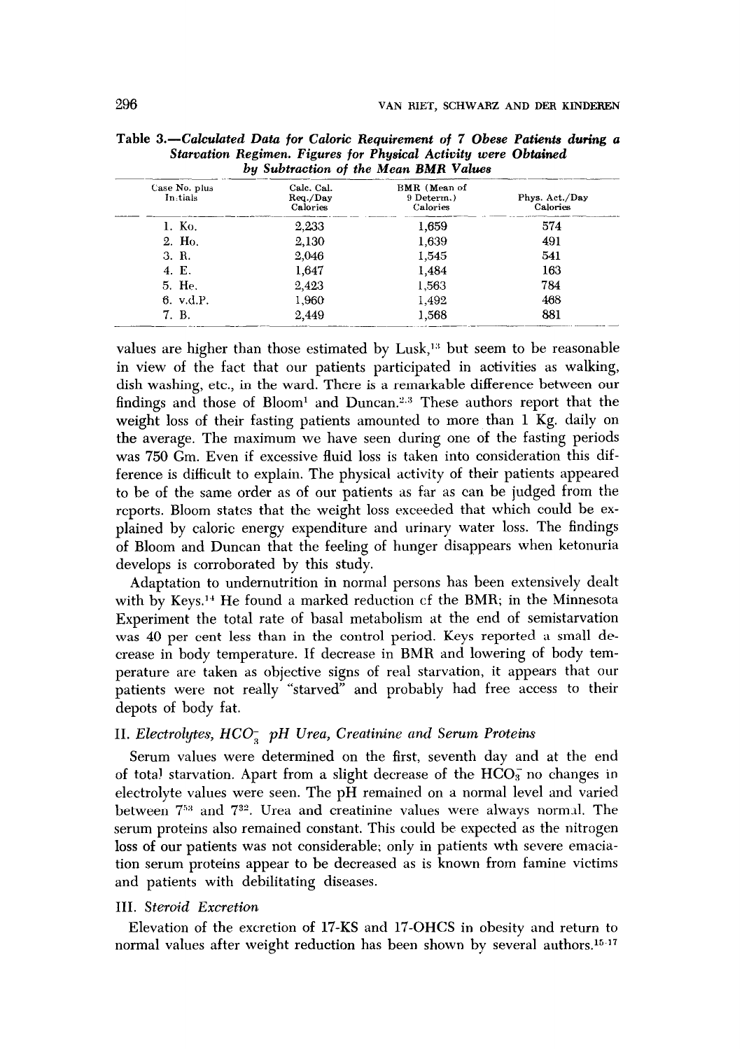Table 3.—*Calculated Data for Caloric Requirement of 7 Obese Patients during a Starvation Regimen. Figures for Physical Activity were Obtained by Subtraction of the Mean BMR Values*

| Case No. plus Initials | Calc. Cal. Req./Day Calories | BMR (Mean of 9 Determ.) Calories | Phys. Act./Day Calories |
|---|---|---|---|
| 1. Ko. | 2,233 | 1,659 | 574 |
| 2. Ho. | 2,130 | 1,639 | 491 |
| 3. R. | 2,046 | 1,545 | 541 |
| 4. E. | 1,647 | 1,484 | 163 |
| 5. He. | 2,423 | 1,563 | 784 |
| 6. v.d.P. | 1,960 | 1,492 | 468 |
| 7. B. | 2,449 | 1,568 | 881 |

values are higher than those estimated by Lusk,[13] but seem to be reasonable in view of the fact that our patients participated in activities as walking, dish washing, etc., in the ward. There is a remarkable difference between our findings and those of Bloom[1] and Duncan.[2,3] These authors report that the weight loss of their fasting patients amounted to more than 1 Kg. daily on the average. The maximum we have seen during one of the fasting periods was 750 Gm. Even if excessive fluid loss is taken into consideration this difference is difficult to explain. The physical activity of their patients appeared to be of the same order as of our patients as far as can be judged from the reports. Bloom states that the weight loss exceeded that which could be explained by caloric energy expenditure and urinary water loss. The findings of Bloom and Duncan that the feeling of hunger disappears when ketonuria develops is corroborated by this study.

Adaptation to undernutrition in normal persons has been extensively dealt with by Keys.[14] He found a marked reduction of the BMR; in the Minnesota Experiment the total rate of basal metabolism at the end of semistarvation was 40 per cent less than in the control period. Keys reported a small decrease in body temperature. If decrease in BMR and lowering of body temperature are taken as objective signs of real starvation, it appears that our patients were not really "starved" and probably had free access to their depots of body fat.

## II. *Electrolytes, $HCO_3^-$ pH Urea, Creatinine and Serum Proteins*

Serum values were determined on the first, seventh day and at the end of total starvation. Apart from a slight decrease of the $HCO_3^-$ no changes in electrolyte values were seen. The pH remained on a normal level and varied between $7^{53}$ and $7^{32}$. Urea and creatinine values were always normal. The serum proteins also remained constant. This could be expected as the nitrogen loss of our patients was not considerable; only in patients wth severe emaciation serum proteins appear to be decreased as is known from famine victims and patients with debilitating diseases.

## III. *Steroid Excretion*

Elevation of the excretion of 17-KS and 17-OHCS in obesity and return to normal values after weight reduction has been shown by several authors.[15-17]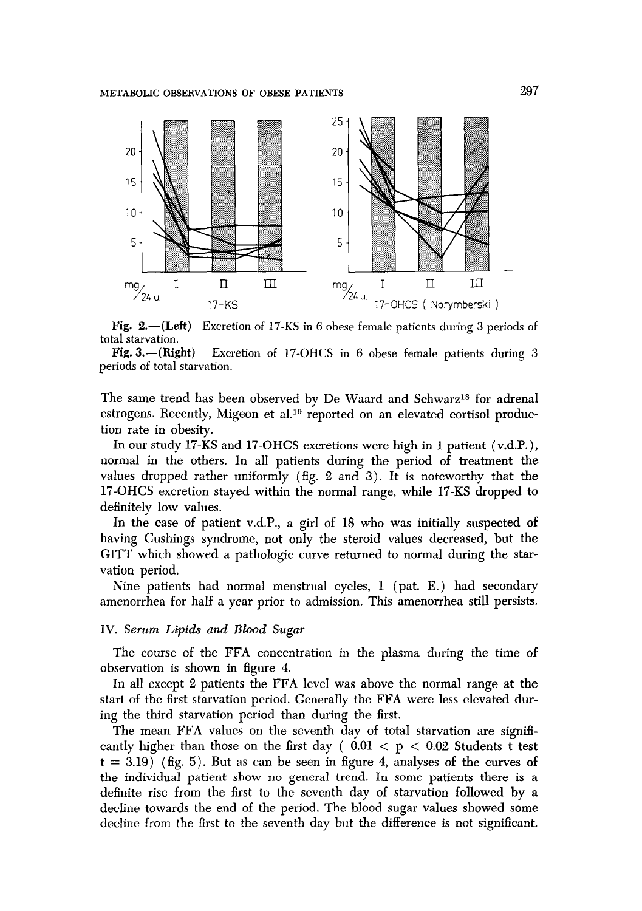Fig. 2.—(Left) Excretion of 17-KS in 6 obese female patients during 3 periods of total starvation.

Fig. 3.—(Right) Excretion of 17-OHCS in 6 obese female patients during 3 periods of total starvation.

The same trend has been observed by De Waard and Schwarz[18] for adrenal estrogens. Recently, Migeon et al.[19] reported on an elevated cortisol production rate in obesity.

In our study 17-KS and 17-OHCS excretions were high in 1 patient (v.d.P.), normal in the others. In all patients during the period of treatment the values dropped rather uniformly (fig. 2 and 3). It is noteworthy that the 17-OHCS excretion stayed within the normal range, while 17-KS dropped to definitely low values.

In the case of patient v.d.P., a girl of 18 who was initially suspected of having Cushings syndrome, not only the steroid values decreased, but the GITT which showed a pathologic curve returned to normal during the starvation period.

Nine patients had normal menstrual cycles, 1 (pat. E.) had secondary amenorrhea for half a year prior to admission. This amenorrhea still persists.

### IV. *Serum Lipids and Blood Sugar*

The course of the FFA concentration in the plasma during the time of observation is shown in figure 4.

In all except 2 patients the FFA level was above the normal range at the start of the first starvation period. Generally the FFA were less elevated during the third starvation period than during the first.

The mean FFA values on the seventh day of total starvation are significantly higher than those on the first day ( $0.01 < p < 0.02$ Students t test $t = 3.19$) (fig. 5). But as can be seen in figure 4, analyses of the curves of the individual patient show no general trend. In some patients there is a definite rise from the first to the seventh day of starvation followed by a decline towards the end of the period. The blood sugar values showed some decline from the first to the seventh day but the difference is not significant.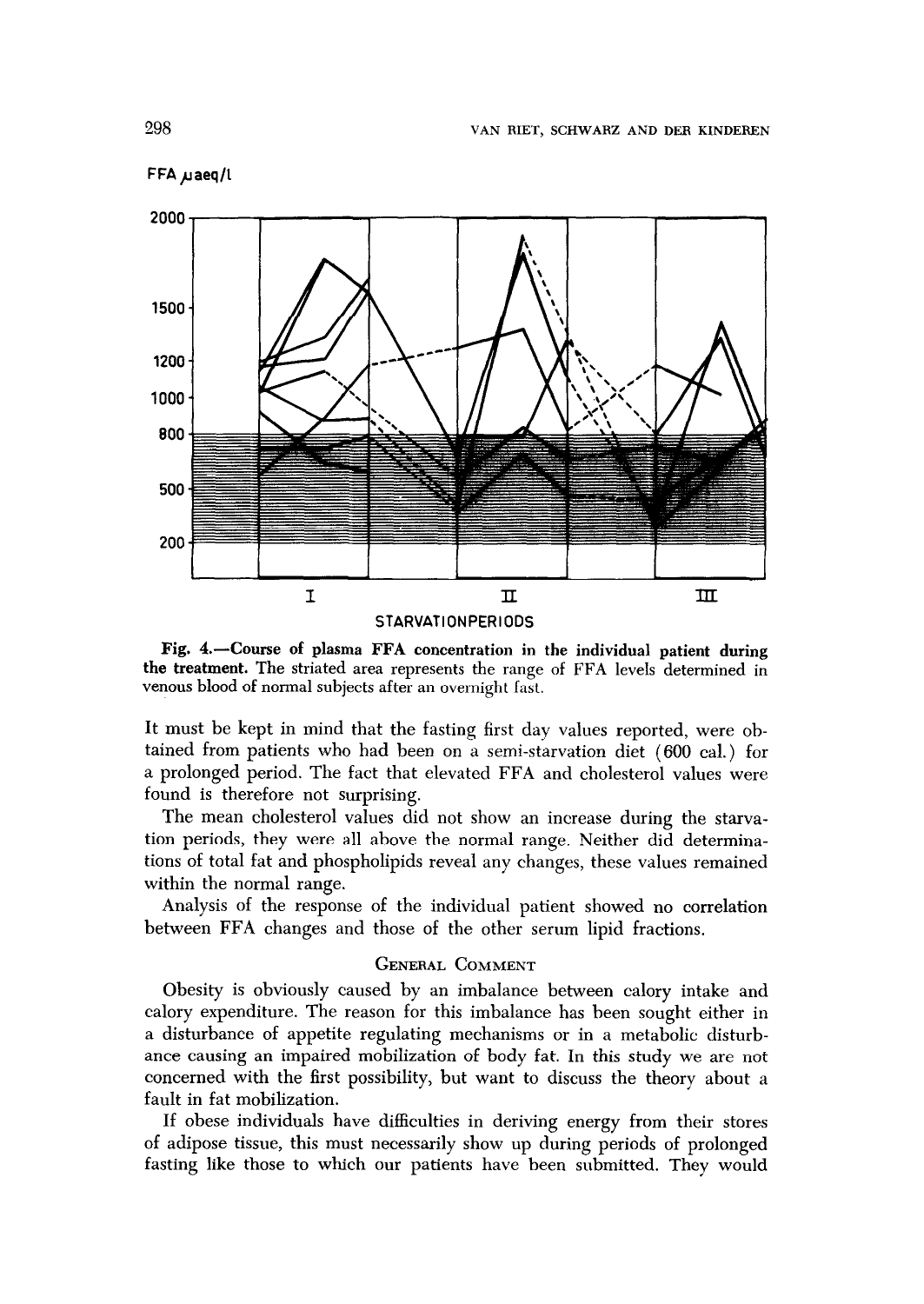FFA $\mu$aeq/l

Fig. 4.—Course of plasma FFA concentration in the individual patient during the treatment. The striated area represents the range of FFA levels determined in venous blood of normal subjects after an overnight fast.

It must be kept in mind that the fasting first day values reported, were obtained from patients who had been on a semi-starvation diet (600 cal.) for a prolonged period. The fact that elevated FFA and cholesterol values were found is therefore not surprising.

The mean cholesterol values did not show an increase during the starvation periods, they were all above the normal range. Neither did determinations of total fat and phospholipids reveal any changes, these values remained within the normal range.

Analysis of the response of the individual patient showed no correlation between FFA changes and those of the other serum lipid fractions.

## General Comment

Obesity is obviously caused by an imbalance between calory intake and calory expenditure. The reason for this imbalance has been sought either in a disturbance of appetite regulating mechanisms or in a metabolic disturbance causing an impaired mobilization of body fat. In this study we are not concerned with the first possibility, but want to discuss the theory about a fault in fat mobilization.

If obese individuals have difficulties in deriving energy from their stores of adipose tissue, this must necessarily show up during periods of prolonged fasting like those to which our patients have been submitted. They would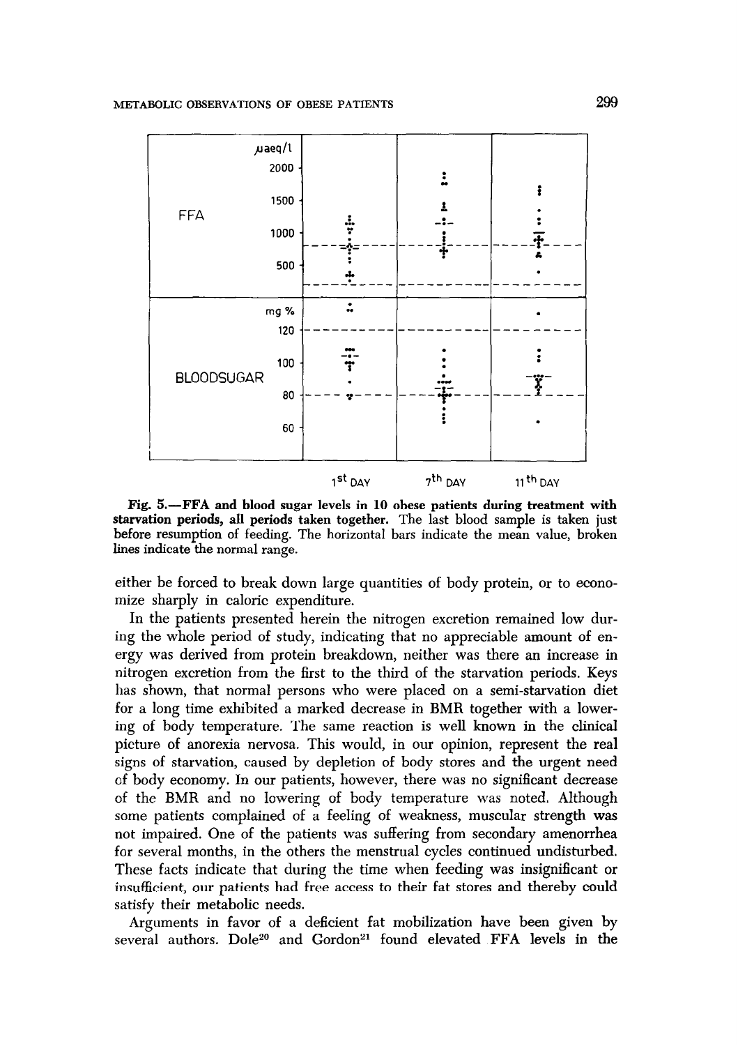Fig. 5.—FFA and blood sugar levels in 10 obese patients during treatment with starvation periods, all periods taken together. The last blood sample is taken just before resumption of feeding. The horizontal bars indicate the mean value, broken lines indicate the normal range.

either be forced to break down large quantities of body protein, or to economize sharply in caloric expenditure.

In the patients presented herein the nitrogen excretion remained low during the whole period of study, indicating that no appreciable amount of energy was derived from protein breakdown, neither was there an increase in nitrogen excretion from the first to the third of the starvation periods. Keys has shown, that normal persons who were placed on a semi-starvation diet for a long time exhibited a marked decrease in BMR together with a lowering of body temperature. The same reaction is well known in the clinical picture of anorexia nervosa. This would, in our opinion, represent the real signs of starvation, caused by depletion of body stores and the urgent need of body economy. In our patients, however, there was no significant decrease of the BMR and no lowering of body temperature was noted. Although some patients complained of a feeling of weakness, muscular strength was not impaired. One of the patients was suffering from secondary amenorrhea for several months, in the others the menstrual cycles continued undisturbed. These facts indicate that during the time when feeding was insignificant or insufficient, our patients had free access to their fat stores and thereby could satisfy their metabolic needs.

Arguments in favor of a deficient fat mobilization have been given by several authors. Dole[20] and Gordon[21] found elevated FFA levels in the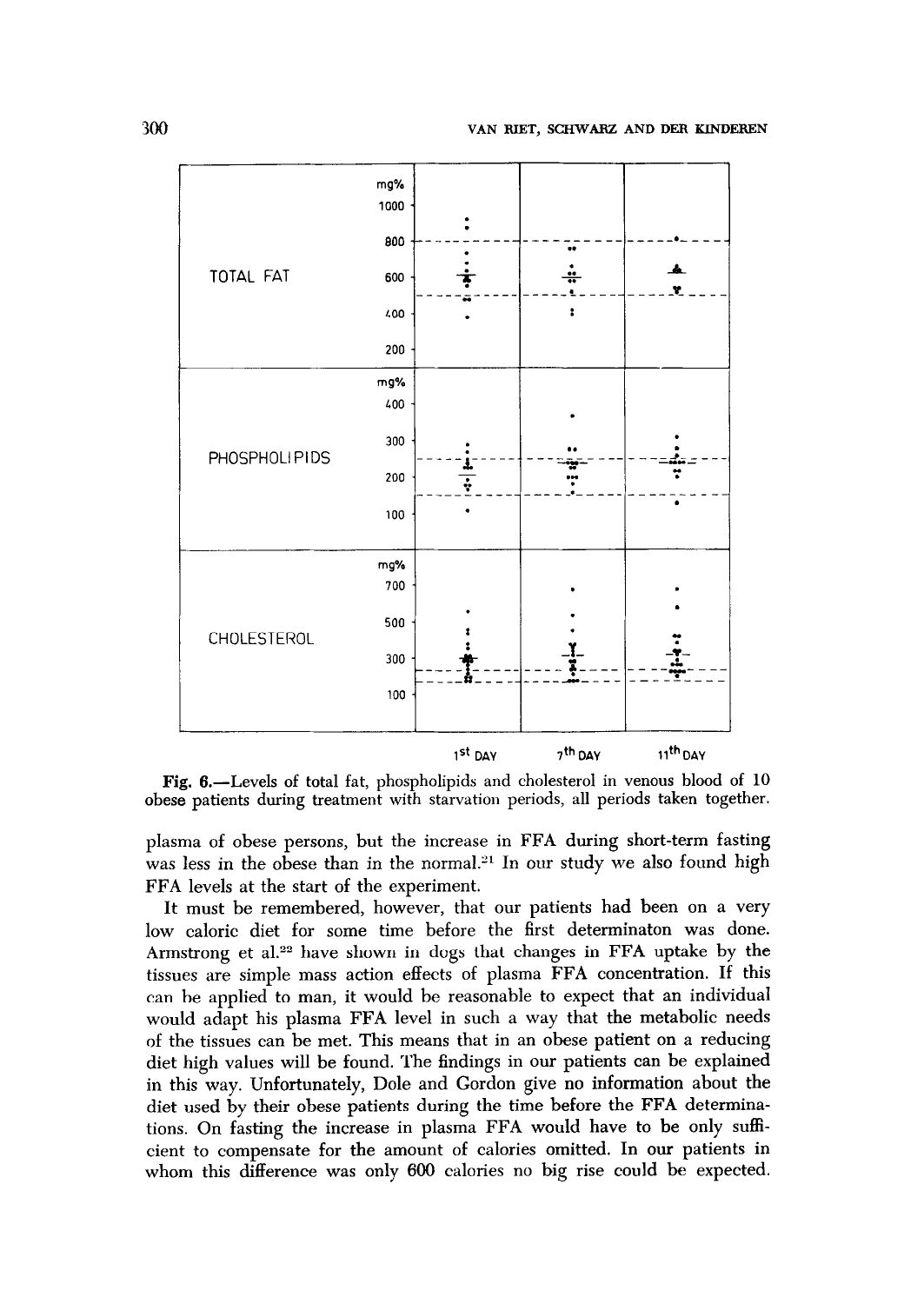**Fig. 6.**—Levels of total fat, phospholipids and cholesterol in venous blood of 10 obese patients during treatment with starvation periods, all periods taken together.

plasma of obese persons, but the increase in FFA during short-term fasting was less in the obese than in the normal.[21] In our study we also found high FFA levels at the start of the experiment.

It must be remembered, however, that our patients had been on a very low caloric diet for some time before the first determinaton was done. Armstrong et al.[22] have shown in dogs that changes in FFA uptake by the tissues are simple mass action effects of plasma FFA concentration. If this can be applied to man, it would be reasonable to expect that an individual would adapt his plasma FFA level in such a way that the metabolic needs of the tissues can be met. This means that in an obese patient on a reducing diet high values will be found. The findings in our patients can be explained in this way. Unfortunately, Dole and Gordon give no information about the diet used by their obese patients during the time before the FFA determinations. On fasting the increase in plasma FFA would have to be only sufficient to compensate for the amount of calories omitted. In our patients in whom this difference was only 600 calories no big rise could be expected.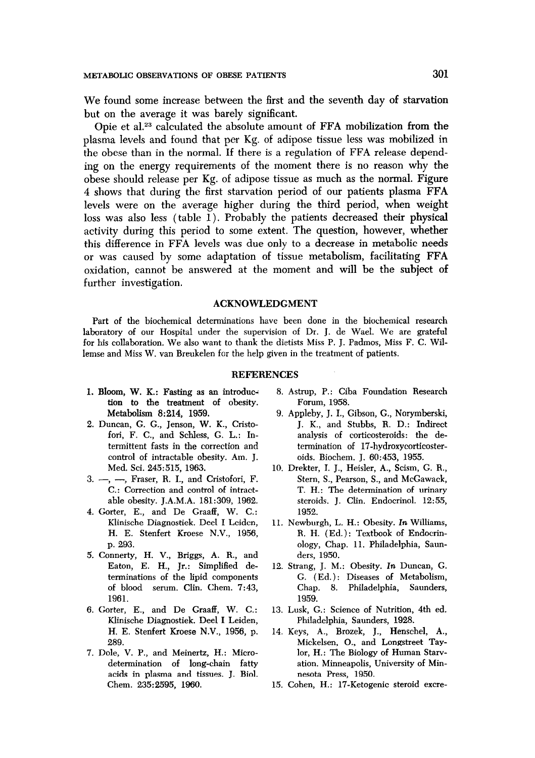We found some increase between the first and the seventh day of starvation but on the average it was barely significant.

Opie et al.[23] calculated the absolute amount of FFA mobilization from the plasma levels and found that per Kg. of adipose tissue less was mobilized in the obese than in the normal. If there is a regulation of FFA release depending on the energy requirements of the moment there is no reason why the obese should release per Kg. of adipose tissue as much as the normal. Figure 4 shows that during the first starvation period of our patients plasma FFA levels were on the average higher during the third period, when weight loss was also less (table 1). Probably the patients decreased their physical activity during this period to some extent. The question, however, whether this difference in FFA levels was due only to a decrease in metabolic needs or was caused by some adaptation of tissue metabolism, facilitating FFA oxidation, cannot be answered at the moment and will be the subject of further investigation.

## ACKNOWLEDGMENT

Part of the biochemical determinations have been done in the biochemical research laboratory of our Hospital under the supervision of Dr. J. de Wael. We are grateful for his collaboration. We also want to thank the dietists Miss P. J. Padmos, Miss F. C. Willemse and Miss W. van Breukelen for the help given in the treatment of patients.

## REFERENCES

1. Bloom, W. K.: Fasting as an introduction to the treatment of obesity. Metabolism 8:214, 1959.
2. Duncan, G. G., Jenson, W. K., Cristofori, F. C., and Schless, G. L.: Intermittent fasts in the correction and control of intractable obesity. Am. J. Med. Sci. 245:515, 1963.
3. —, —, Fraser, R. I., and Cristofori, F. C.: Correction and control of intractable obesity. J.A.M.A. 181:309, 1962.
4. Gorter, E., and De Graaff, W. C.: Klinische Diagnostiek. Deel I Leiden, H. E. Stenfert Kroese N.V., 1956, p. 293.
5. Connerty, H. V., Briggs, A. R., and Eaton, E. H., Jr.: Simplified determinations of the lipid components of blood serum. Clin. Chem. 7:43, 1961.
6. Gorter, E., and De Graaff, W. C.: Klinische Diagnostiek. Deel I Leiden, H. E. Stenfert Kroese N.V., 1956, p. 289.
7. Dole, V. P., and Meinertz, H.: Microdetermination of long-chain fatty acids in plasma and tissues. J. Biol. Chem. 235:2595, 1960.
8. Astrup, P.: Ciba Foundation Research Forum, 1958.
9. Appleby, J. I., Gibson, G., Norymberski, J. K., and Stubbs, R. D.: Indirect analysis of corticosteroids: the determination of 17-hydroxycorticosteroids. Biochem. J. 60:453, 1955.
10. Drekter, I. J., Heisler, A., Scism, G. R., Stern, S., Pearson, S., and McGawack, T. H.: The determination of urinary steroids. J. Clin. Endocrinol. 12:55, 1952.
11. Newburgh, L. H.: Obesity. *In* Williams, R. H. (Ed.): Textbook of Endocrinology, Chap. 11. Philadelphia, Saunders, 1950.
12. Strang, J. M.: Obesity. *In* Duncan, G. G. (Ed.): Diseases of Metabolism, Chap. 8. Philadelphia, Saunders, 1959.
13. Lusk, G.: Science of Nutrition, 4th ed. Philadelphia, Saunders, 1928.
14. Keys, A., Brozek, J., Henschel, A., Mickelsen, O., and Longstreet Taylor, H.: The Biology of Human Starvation. Minneapolis, University of Minnesota Press, 1950.
15. Cohen, H.: 17-Ketogenic steroid excre-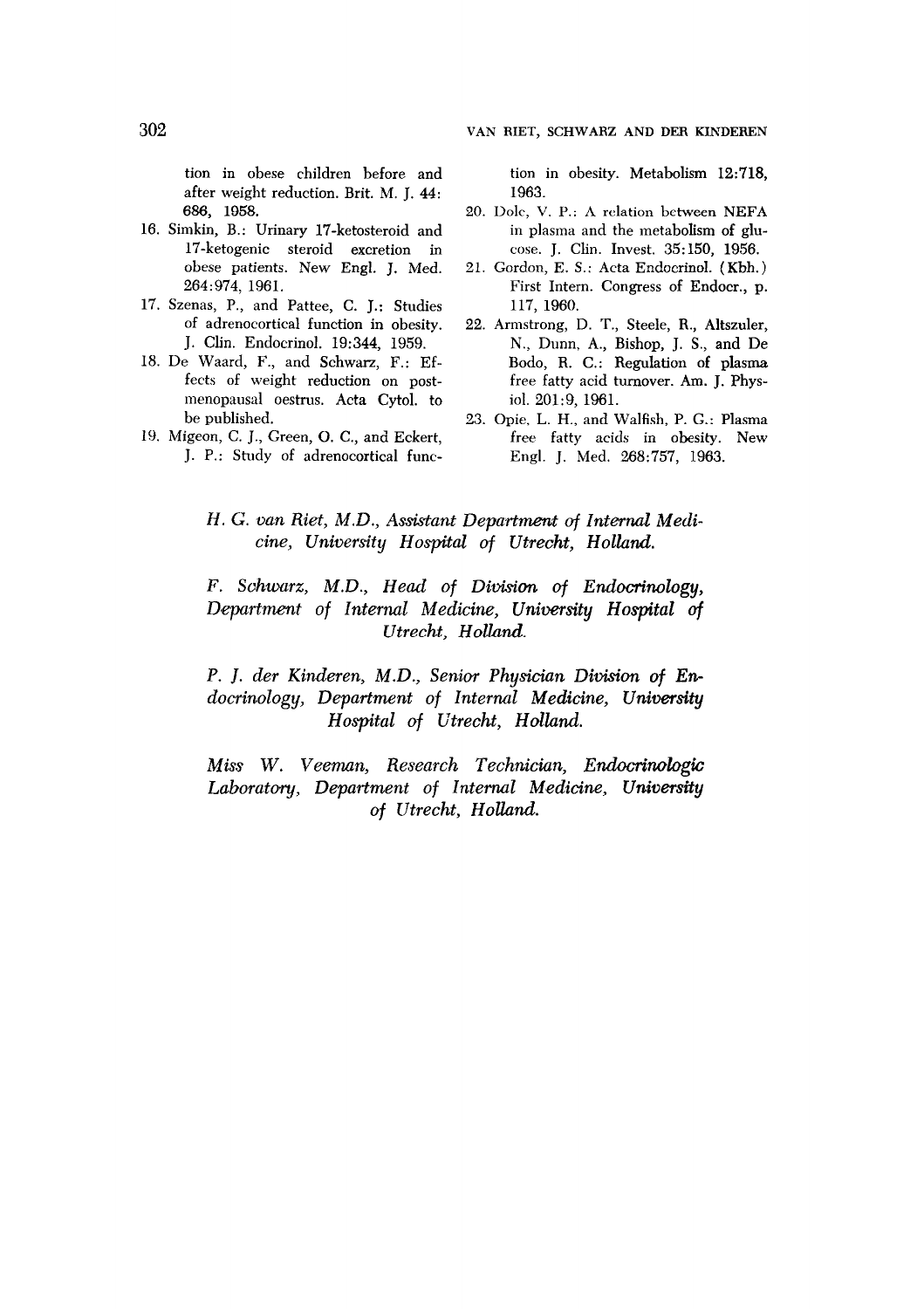tion in obese children before and after weight reduction. Brit. M. J. 44: 686, 1958.

16. Simkin, B.: Urinary 17-ketosteroid and 17-ketogenic steroid excretion in obese patients. New Engl. J. Med. 264:974, 1961.
17. Szenas, P., and Pattee, C. J.: Studies of adrenocortical function in obesity. J. Clin. Endocrinol. 19:344, 1959.
18. De Waard, F., and Schwarz, F.: Effects of weight reduction on postmenopausal oestrus. Acta Cytol. to be published.
19. Migeon, C. J., Green, O. C., and Eckert, J. P.: Study of adrenocortical function in obesity. Metabolism 12:718, 1963.
20. Dole, V. P.: A relation between NEFA in plasma and the metabolism of glucose. J. Clin. Invest. 35:150, 1956.
21. Gordon, E. S.: Acta Endocrinol. (Kbh.) First Intern. Congress of Endocr., p. 117, 1960.
22. Armstrong, D. T., Steele, R., Altszuler, N., Dunn, A., Bishop, J. S., and De Bodo, R. C.: Regulation of plasma free fatty acid turnover. Am. J. Physiol. 201:9, 1961.
23. Opie, L. H., and Walfish, P. G.: Plasma free fatty acids in obesity. New Engl. J. Med. 268:757, 1963.

*H. G. van Riet, M.D., Assistant Department of Internal Medicine, University Hospital of Utrecht, Holland.*

*F. Schwarz, M.D., Head of Division of Endocrinology, Department of Internal Medicine, University Hospital of Utrecht, Holland.*

*P. J. der Kinderen, M.D., Senior Physician Division of Endocrinology, Department of Internal Medicine, University Hospital of Utrecht, Holland.*

*Miss W. Veeman, Research Technician, Endocrinologic Laboratory, Department of Internal Medicine, University of Utrecht, Holland.*